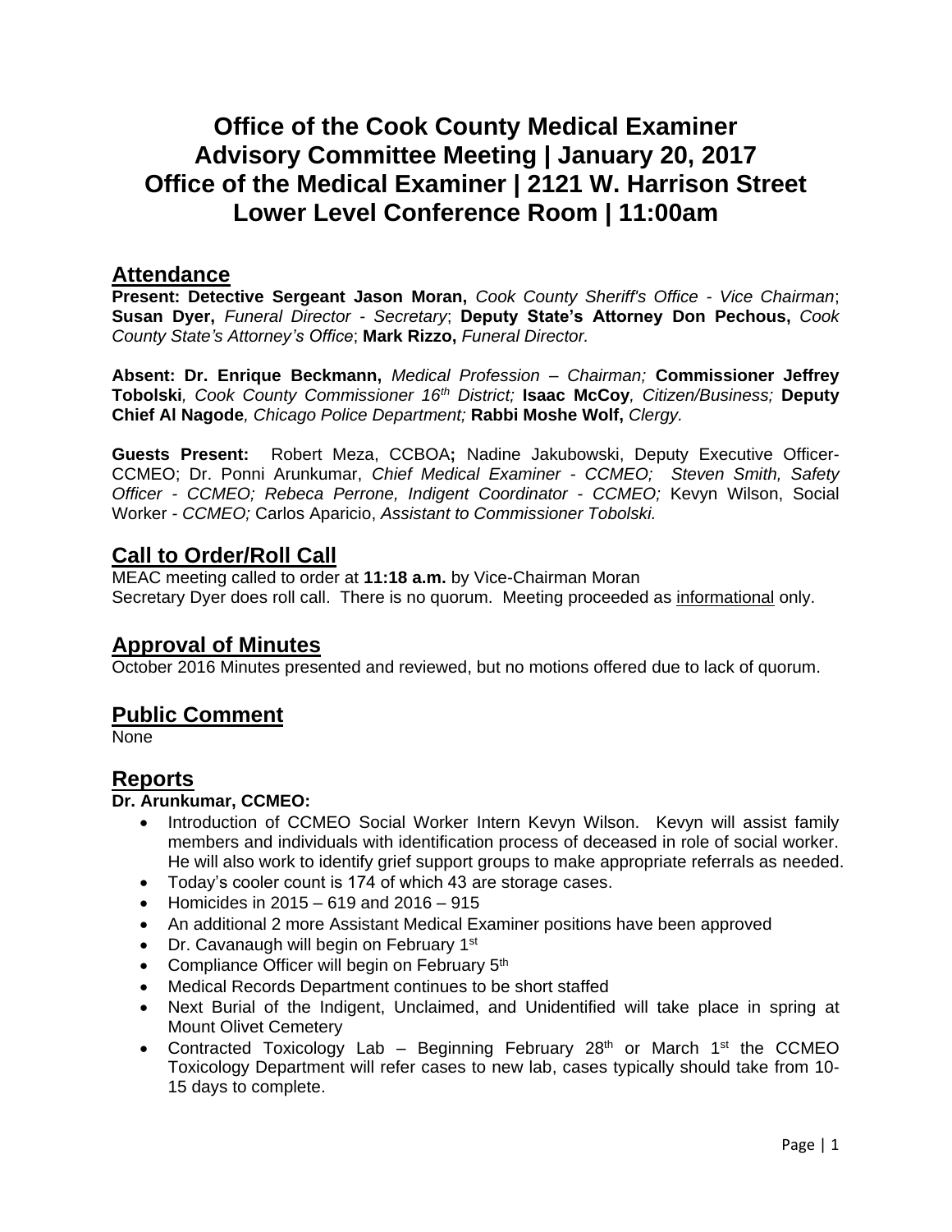# Office of the Cook County Medical Examiner
# Advisory Committee Meeting | January 20, 2017
# Office of the Medical Examiner | 2121 W. Harrison Street
# Lower Level Conference Room | 11:00am

## Attendance

**Present: Detective Sergeant Jason Moran,** *Cook County Sheriff's Office - Vice Chairman*; **Susan Dyer,** *Funeral Director - Secretary*; **Deputy State's Attorney Don Pechous,** *Cook County State's Attorney's Office*; **Mark Rizzo,** *Funeral Director.*

**Absent: Dr. Enrique Beckmann,** *Medical Profession – Chairman;* **Commissioner Jeffrey Tobolski***, Cook County Commissioner 16th District;* **Isaac McCoy***, Citizen/Business;* **Deputy Chief Al Nagode***, Chicago Police Department;* **Rabbi Moshe Wolf,** *Clergy.*

**Guests Present:** Robert Meza, CCBOA**;** Nadine Jakubowski, Deputy Executive Officer-CCMEO; Dr. Ponni Arunkumar, *Chief Medical Examiner - CCMEO; Steven Smith, Safety Officer - CCMEO; Rebeca Perrone, Indigent Coordinator - CCMEO;* Kevyn Wilson, Social Worker - *CCMEO;* Carlos Aparicio, *Assistant to Commissioner Tobolski.*

## Call to Order/Roll Call

MEAC meeting called to order at **11:18 a.m.** by Vice-Chairman Moran
Secretary Dyer does roll call. There is no quorum. Meeting proceeded as informational only.

## Approval of Minutes

October 2016 Minutes presented and reviewed, but no motions offered due to lack of quorum.

## Public Comment

None

## Reports

**Dr. Arunkumar, CCMEO:**

- Introduction of CCMEO Social Worker Intern Kevyn Wilson. Kevyn will assist family members and individuals with identification process of deceased in role of social worker. He will also work to identify grief support groups to make appropriate referrals as needed.
- Today's cooler count is 174 of which 43 are storage cases.
- Homicides in 2015 – 619 and 2016 – 915
- An additional 2 more Assistant Medical Examiner positions have been approved
- Dr. Cavanaugh will begin on February 1st
- Compliance Officer will begin on February 5th
- Medical Records Department continues to be short staffed
- Next Burial of the Indigent, Unclaimed, and Unidentified will take place in spring at Mount Olivet Cemetery
- Contracted Toxicology Lab – Beginning February 28th or March 1st the CCMEO Toxicology Department will refer cases to new lab, cases typically should take from 10-15 days to complete.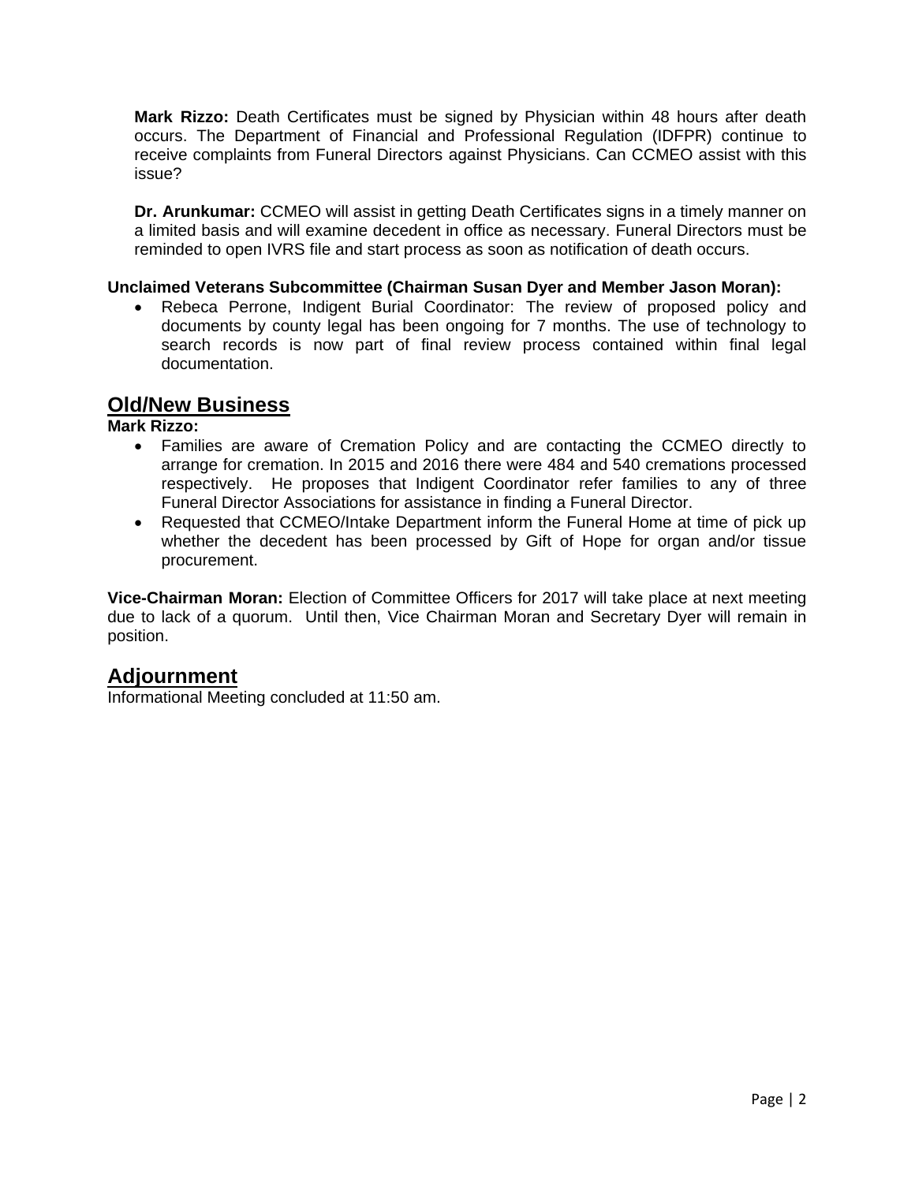**Mark Rizzo:** Death Certificates must be signed by Physician within 48 hours after death occurs. The Department of Financial and Professional Regulation (IDFPR) continue to receive complaints from Funeral Directors against Physicians. Can CCMEO assist with this issue?

**Dr. Arunkumar:** CCMEO will assist in getting Death Certificates signs in a timely manner on a limited basis and will examine decedent in office as necessary. Funeral Directors must be reminded to open IVRS file and start process as soon as notification of death occurs.

**Unclaimed Veterans Subcommittee (Chairman Susan Dyer and Member Jason Moran):**

- Rebeca Perrone, Indigent Burial Coordinator: The review of proposed policy and documents by county legal has been ongoing for 7 months. The use of technology to search records is now part of final review process contained within final legal documentation.

## Old/New Business

**Mark Rizzo:**

- Families are aware of Cremation Policy and are contacting the CCMEO directly to arrange for cremation. In 2015 and 2016 there were 484 and 540 cremations processed respectively. He proposes that Indigent Coordinator refer families to any of three Funeral Director Associations for assistance in finding a Funeral Director.
- Requested that CCMEO/Intake Department inform the Funeral Home at time of pick up whether the decedent has been processed by Gift of Hope for organ and/or tissue procurement.

**Vice-Chairman Moran:** Election of Committee Officers for 2017 will take place at next meeting due to lack of a quorum. Until then, Vice Chairman Moran and Secretary Dyer will remain in position.

## Adjournment

Informational Meeting concluded at 11:50 am.